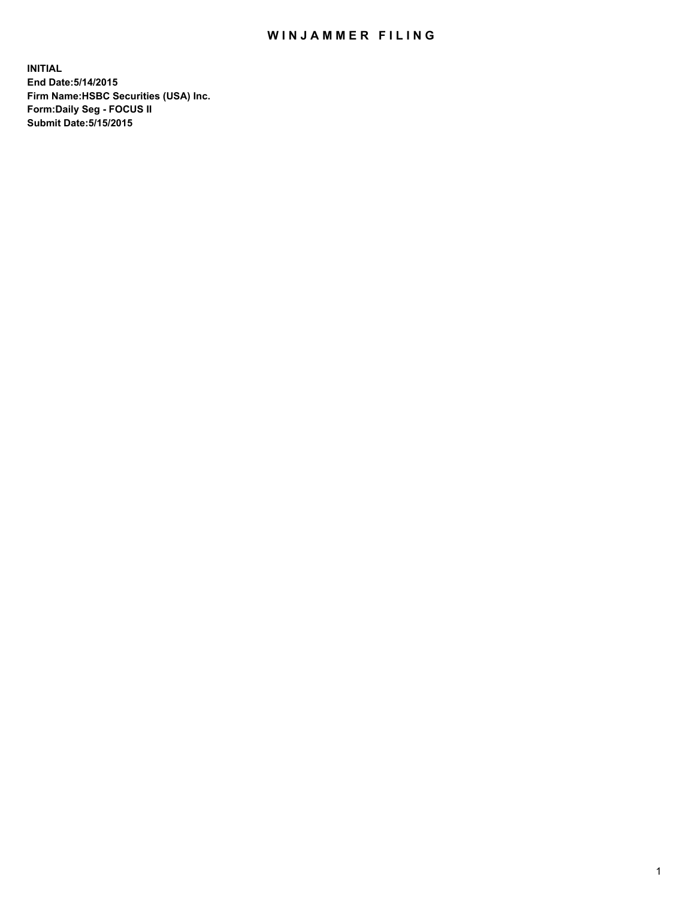# WINJAMMER FILING

**INITIAL**
**End Date:5/14/2015**
**Firm Name:HSBC Securities (USA) Inc.**
**Form:Daily Seg - FOCUS II**
**Submit Date:5/15/2015**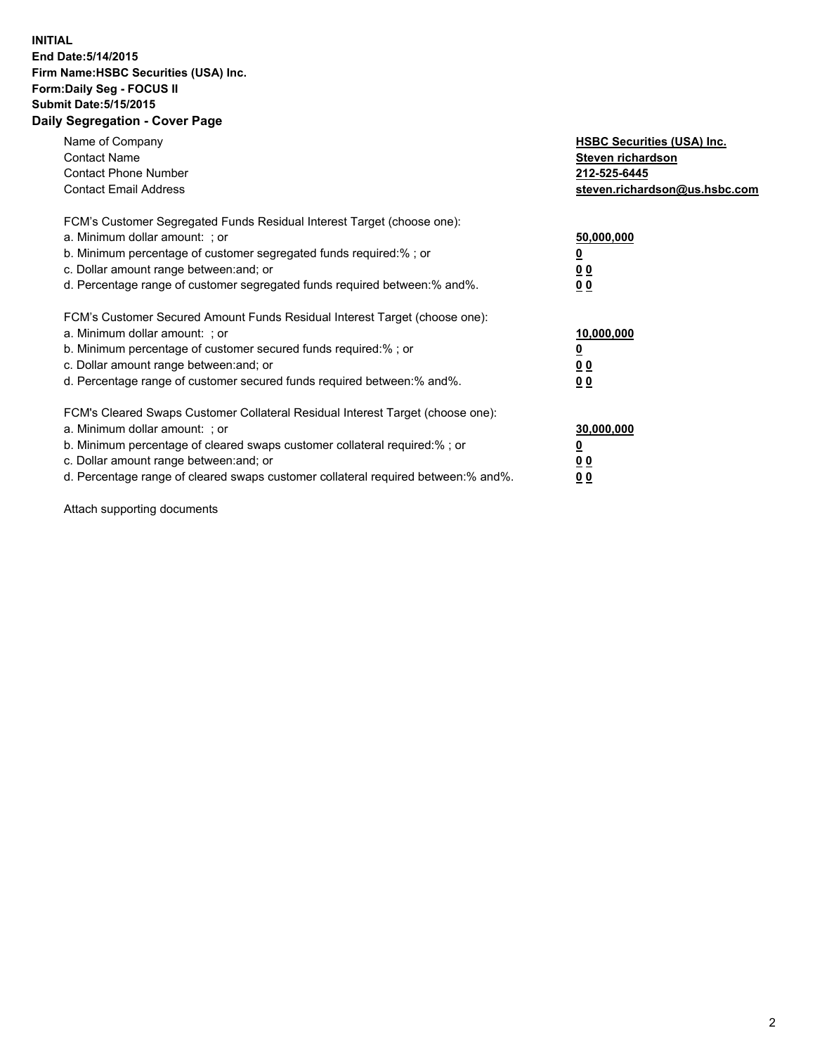**INITIAL**
**End Date:5/14/2015**
**Firm Name:HSBC Securities (USA) Inc.**
**Form:Daily Seg - FOCUS II**
**Submit Date:5/15/2015**

## Daily Segregation - Cover Page

| | |
|---|---|
| Name of Company | **HSBC Securities (USA) Inc.** |
| Contact Name | **Steven richardson** |
| Contact Phone Number | **212-525-6445** |
| Contact Email Address | **steven.richardson@us.hsbc.com** |

FCM's Customer Segregated Funds Residual Interest Target (choose one):

| | |
|---|---|
| a. Minimum dollar amount: ; or | **50,000,000** |
| b. Minimum percentage of customer segregated funds required:% ; or | **0** |
| c. Dollar amount range between:and; or | **0 0** |
| d. Percentage range of customer segregated funds required between:% and%. | **0 0** |

FCM's Customer Secured Amount Funds Residual Interest Target (choose one):

| | |
|---|---|
| a. Minimum dollar amount: ; or | **10,000,000** |
| b. Minimum percentage of customer secured funds required:% ; or | **0** |
| c. Dollar amount range between:and; or | **0 0** |
| d. Percentage range of customer secured funds required between:% and%. | **0 0** |

FCM's Cleared Swaps Customer Collateral Residual Interest Target (choose one):

| | |
|---|---|
| a. Minimum dollar amount: ; or | **30,000,000** |
| b. Minimum percentage of cleared swaps customer collateral required:% ; or | **0** |
| c. Dollar amount range between:and; or | **0 0** |
| d. Percentage range of cleared swaps customer collateral required between:% and%. | **0 0** |

Attach supporting documents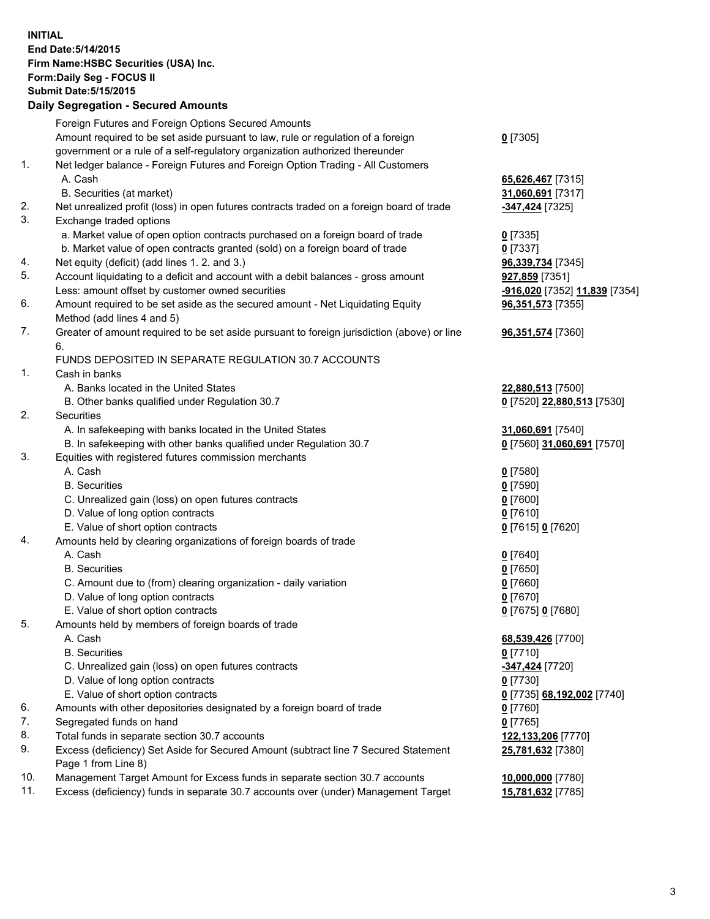**INITIAL**
**End Date:5/14/2015**
**Firm Name:HSBC Securities (USA) Inc.**
**Form:Daily Seg - FOCUS II**
**Submit Date:5/15/2015**

## Daily Segregation - Secured Amounts

| | | |
|---|---|---|
| | Foreign Futures and Foreign Options Secured Amounts | |
| | Amount required to be set aside pursuant to law, rule or regulation of a foreign government or a rule of a self-regulatory organization authorized thereunder | 0 [7305] |
| 1. | Net ledger balance - Foreign Futures and Foreign Option Trading - All Customers | |
| | A. Cash | 65,626,467 [7315] |
| | B. Securities (at market) | 31,060,691 [7317] |
| 2. | Net unrealized profit (loss) in open futures contracts traded on a foreign board of trade | -347,424 [7325] |
| 3. | Exchange traded options | |
| | a. Market value of open option contracts purchased on a foreign board of trade | 0 [7335] |
| | b. Market value of open contracts granted (sold) on a foreign board of trade | 0 [7337] |
| 4. | Net equity (deficit) (add lines 1. 2. and 3.) | 96,339,734 [7345] |
| 5. | Account liquidating to a deficit and account with a debit balances - gross amount | 927,859 [7351] |
| | Less: amount offset by customer owned securities | -916,020 [7352] 11,839 [7354] |
| 6. | Amount required to be set aside as the secured amount - Net Liquidating Equity Method (add lines 4 and 5) | 96,351,573 [7355] |
| 7. | Greater of amount required to be set aside pursuant to foreign jurisdiction (above) or line 6. | 96,351,574 [7360] |
| | FUNDS DEPOSITED IN SEPARATE REGULATION 30.7 ACCOUNTS | |
| 1. | Cash in banks | |
| | A. Banks located in the United States | 22,880,513 [7500] |
| | B. Other banks qualified under Regulation 30.7 | 0 [7520] 22,880,513 [7530] |
| 2. | Securities | |
| | A. In safekeeping with banks located in the United States | 31,060,691 [7540] |
| | B. In safekeeping with other banks qualified under Regulation 30.7 | 0 [7560] 31,060,691 [7570] |
| 3. | Equities with registered futures commission merchants | |
| | A. Cash | 0 [7580] |
| | B. Securities | 0 [7590] |
| | C. Unrealized gain (loss) on open futures contracts | 0 [7600] |
| | D. Value of long option contracts | 0 [7610] |
| | E. Value of short option contracts | 0 [7615] 0 [7620] |
| 4. | Amounts held by clearing organizations of foreign boards of trade | |
| | A. Cash | 0 [7640] |
| | B. Securities | 0 [7650] |
| | C. Amount due to (from) clearing organization - daily variation | 0 [7660] |
| | D. Value of long option contracts | 0 [7670] |
| | E. Value of short option contracts | 0 [7675] 0 [7680] |
| 5. | Amounts held by members of foreign boards of trade | |
| | A. Cash | 68,539,426 [7700] |
| | B. Securities | 0 [7710] |
| | C. Unrealized gain (loss) on open futures contracts | -347,424 [7720] |
| | D. Value of long option contracts | 0 [7730] |
| | E. Value of short option contracts | 0 [7735] 68,192,002 [7740] |
| 6. | Amounts with other depositories designated by a foreign board of trade | 0 [7760] |
| 7. | Segregated funds on hand | 0 [7765] |
| 8. | Total funds in separate section 30.7 accounts | 122,133,206 [7770] |
| 9. | Excess (deficiency) Set Aside for Secured Amount (subtract line 7 Secured Statement Page 1 from Line 8) | 25,781,632 [7380] |
| 10. | Management Target Amount for Excess funds in separate section 30.7 accounts | 10,000,000 [7780] |
| 11. | Excess (deficiency) funds in separate 30.7 accounts over (under) Management Target | 15,781,632 [7785] |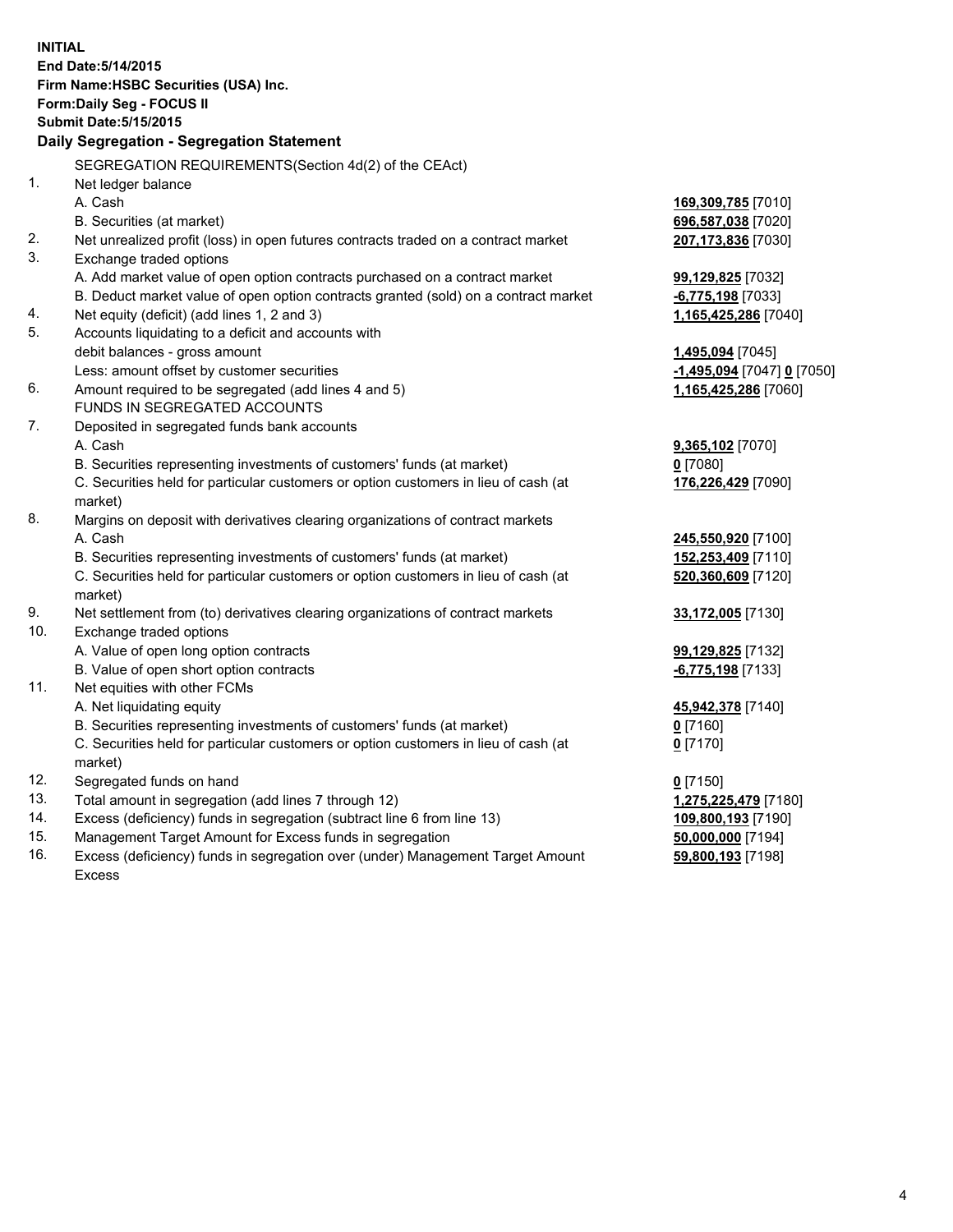**INITIAL**
**End Date:5/14/2015**
**Firm Name:HSBC Securities (USA) Inc.**
**Form:Daily Seg - FOCUS II**
**Submit Date:5/15/2015**

## Daily Segregation - Segregation Statement

| | | |
|---|---|---|
| | SEGREGATION REQUIREMENTS(Section 4d(2) of the CEAct) | |
| 1. | Net ledger balance | |
| | A. Cash | **169,309,785** [7010] |
| | B. Securities (at market) | **696,587,038** [7020] |
| 2. | Net unrealized profit (loss) in open futures contracts traded on a contract market | **207,173,836** [7030] |
| 3. | Exchange traded options | |
| | A. Add market value of open option contracts purchased on a contract market | **99,129,825** [7032] |
| | B. Deduct market value of open option contracts granted (sold) on a contract market | **-6,775,198** [7033] |
| 4. | Net equity (deficit) (add lines 1, 2 and 3) | **1,165,425,286** [7040] |
| 5. | Accounts liquidating to a deficit and accounts with | |
| | debit balances - gross amount | **1,495,094** [7045] |
| | Less: amount offset by customer securities | **-1,495,094** [7047] **0** [7050] |
| 6. | Amount required to be segregated (add lines 4 and 5) | **1,165,425,286** [7060] |
| | FUNDS IN SEGREGATED ACCOUNTS | |
| 7. | Deposited in segregated funds bank accounts | |
| | A. Cash | **9,365,102** [7070] |
| | B. Securities representing investments of customers' funds (at market) | **0** [7080] |
| | C. Securities held for particular customers or option customers in lieu of cash (at market) | **176,226,429** [7090] |
| 8. | Margins on deposit with derivatives clearing organizations of contract markets | |
| | A. Cash | **245,550,920** [7100] |
| | B. Securities representing investments of customers' funds (at market) | **152,253,409** [7110] |
| | C. Securities held for particular customers or option customers in lieu of cash (at market) | **520,360,609** [7120] |
| 9. | Net settlement from (to) derivatives clearing organizations of contract markets | **33,172,005** [7130] |
| 10. | Exchange traded options | |
| | A. Value of open long option contracts | **99,129,825** [7132] |
| | B. Value of open short option contracts | **-6,775,198** [7133] |
| 11. | Net equities with other FCMs | |
| | A. Net liquidating equity | **45,942,378** [7140] |
| | B. Securities representing investments of customers' funds (at market) | **0** [7160] |
| | C. Securities held for particular customers or option customers in lieu of cash (at market) | **0** [7170] |
| 12. | Segregated funds on hand | **0** [7150] |
| 13. | Total amount in segregation (add lines 7 through 12) | **1,275,225,479** [7180] |
| 14. | Excess (deficiency) funds in segregation (subtract line 6 from line 13) | **109,800,193** [7190] |
| 15. | Management Target Amount for Excess funds in segregation | **50,000,000** [7194] |
| 16. | Excess (deficiency) funds in segregation over (under) Management Target Amount Excess | **59,800,193** [7198] |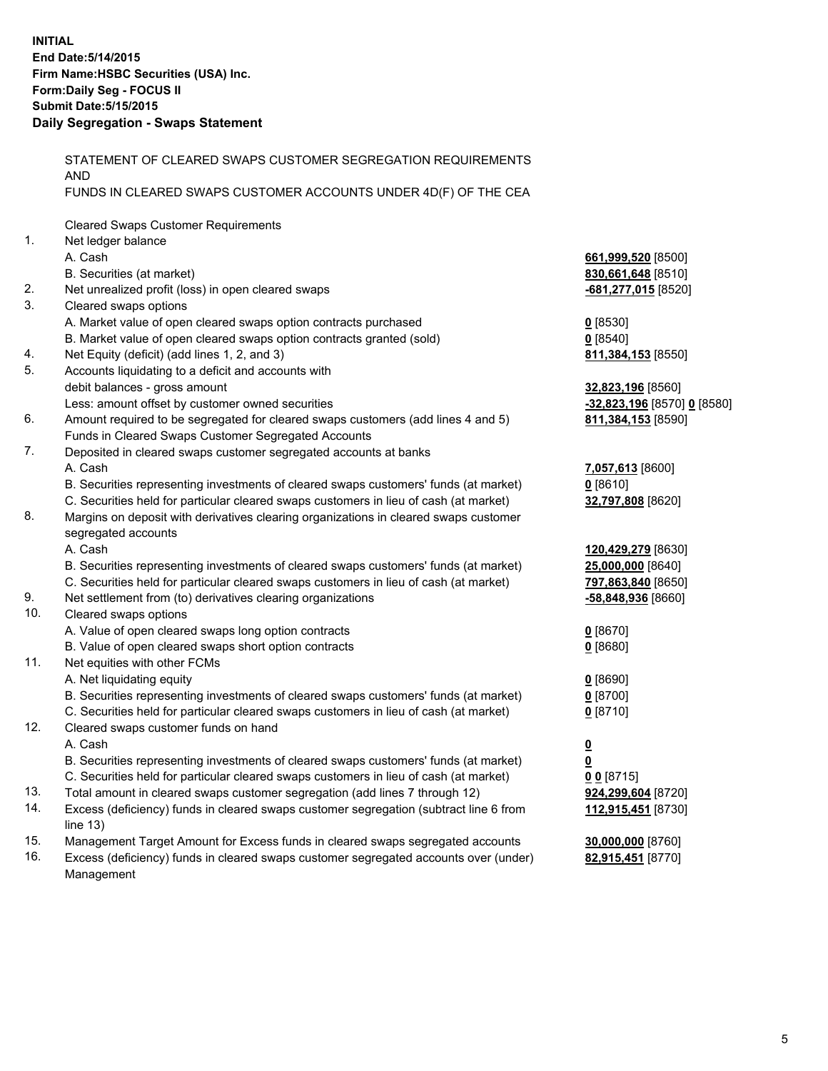**INITIAL**
**End Date:5/14/2015**
**Firm Name:HSBC Securities (USA) Inc.**
**Form:Daily Seg - FOCUS II**
**Submit Date:5/15/2015**
**Daily Segregation - Swaps Statement**

STATEMENT OF CLEARED SWAPS CUSTOMER SEGREGATION REQUIREMENTS AND FUNDS IN CLEARED SWAPS CUSTOMER ACCOUNTS UNDER 4D(F) OF THE CEA

| | | |
|---|---|---|
| | Cleared Swaps Customer Requirements | |
| 1. | Net ledger balance | |
| | A. Cash | **661,999,520** [8500] |
| | B. Securities (at market) | **830,661,648** [8510] |
| 2. | Net unrealized profit (loss) in open cleared swaps | **-681,277,015** [8520] |
| 3. | Cleared swaps options | |
| | A. Market value of open cleared swaps option contracts purchased | **0** [8530] |
| | B. Market value of open cleared swaps option contracts granted (sold) | **0** [8540] |
| 4. | Net Equity (deficit) (add lines 1, 2, and 3) | **811,384,153** [8550] |
| 5. | Accounts liquidating to a deficit and accounts with | |
| | debit balances - gross amount | **32,823,196** [8560] |
| | Less: amount offset by customer owned securities | **-32,823,196** [8570] **0** [8580] |
| 6. | Amount required to be segregated for cleared swaps customers (add lines 4 and 5) | **811,384,153** [8590] |
| | Funds in Cleared Swaps Customer Segregated Accounts | |
| 7. | Deposited in cleared swaps customer segregated accounts at banks | |
| | A. Cash | **7,057,613** [8600] |
| | B. Securities representing investments of cleared swaps customers' funds (at market) | **0** [8610] |
| | C. Securities held for particular cleared swaps customers in lieu of cash (at market) | **32,797,808** [8620] |
| 8. | Margins on deposit with derivatives clearing organizations in cleared swaps customer segregated accounts | |
| | A. Cash | **120,429,279** [8630] |
| | B. Securities representing investments of cleared swaps customers' funds (at market) | **25,000,000** [8640] |
| | C. Securities held for particular cleared swaps customers in lieu of cash (at market) | **797,863,840** [8650] |
| 9. | Net settlement from (to) derivatives clearing organizations | **-58,848,936** [8660] |
| 10. | Cleared swaps options | |
| | A. Value of open cleared swaps long option contracts | **0** [8670] |
| | B. Value of open cleared swaps short option contracts | **0** [8680] |
| 11. | Net equities with other FCMs | |
| | A. Net liquidating equity | **0** [8690] |
| | B. Securities representing investments of cleared swaps customers' funds (at market) | **0** [8700] |
| | C. Securities held for particular cleared swaps customers in lieu of cash (at market) | **0** [8710] |
| 12. | Cleared swaps customer funds on hand | |
| | A. Cash | **0** |
| | B. Securities representing investments of cleared swaps customers' funds (at market) | **0** |
| | C. Securities held for particular cleared swaps customers in lieu of cash (at market) | **0** **0** [8715] |
| 13. | Total amount in cleared swaps customer segregation (add lines 7 through 12) | **924,299,604** [8720] |
| 14. | Excess (deficiency) funds in cleared swaps customer segregation (subtract line 6 from line 13) | **112,915,451** [8730] |
| 15. | Management Target Amount for Excess funds in cleared swaps segregated accounts | **30,000,000** [8760] |
| 16. | Excess (deficiency) funds in cleared swaps customer segregated accounts over (under) Management | **82,915,451** [8770] |